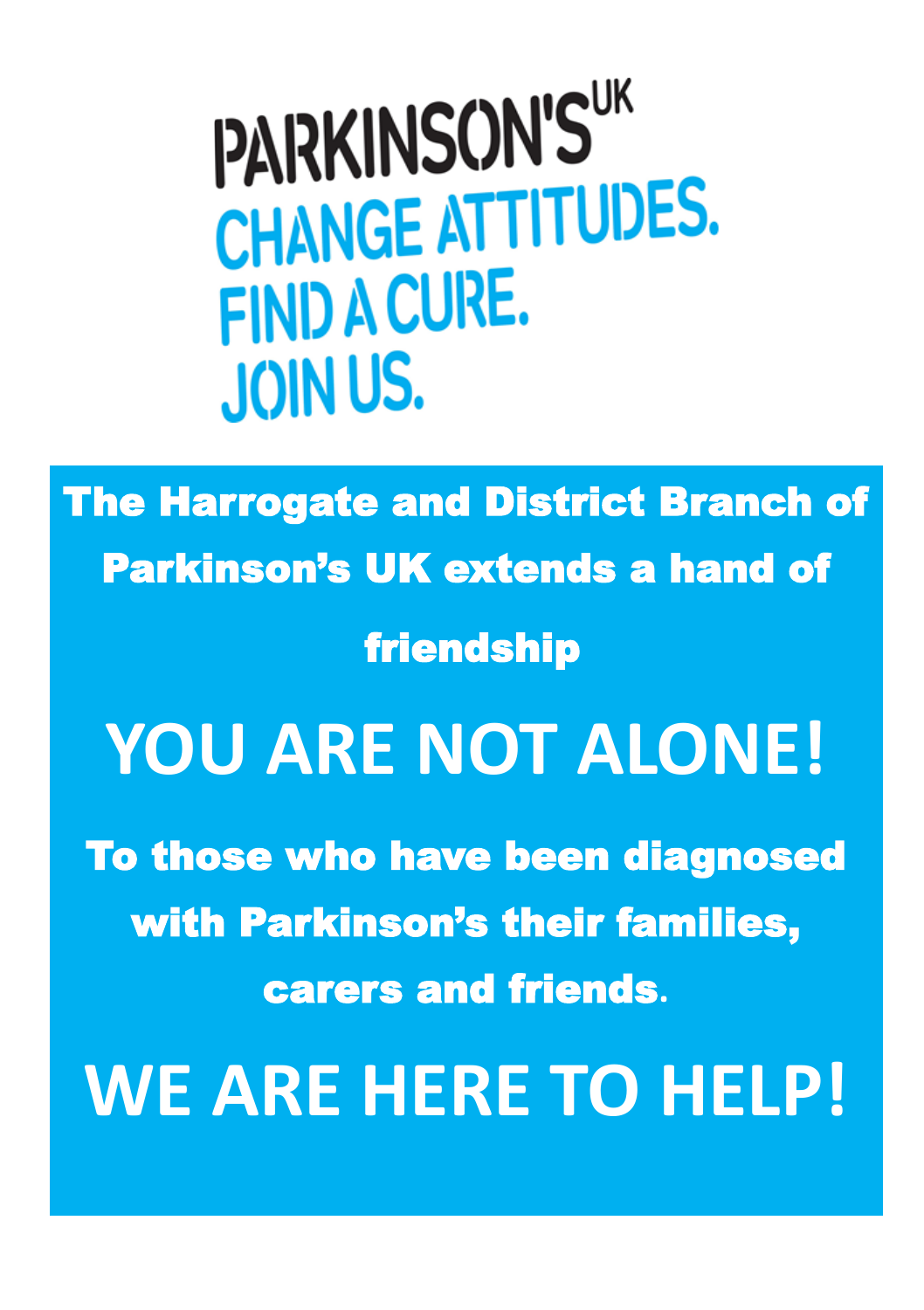# PARKINSON'S[UK]

**CHANGE ATTITUDES.**
**FIND A CURE.**
**JOIN US.**

**The Harrogate and District Branch of Parkinson's UK extends a hand of friendship**

# YOU ARE NOT ALONE!

**To those who have been diagnosed with Parkinson's their families, carers and friends.**

# WE ARE HERE TO HELP!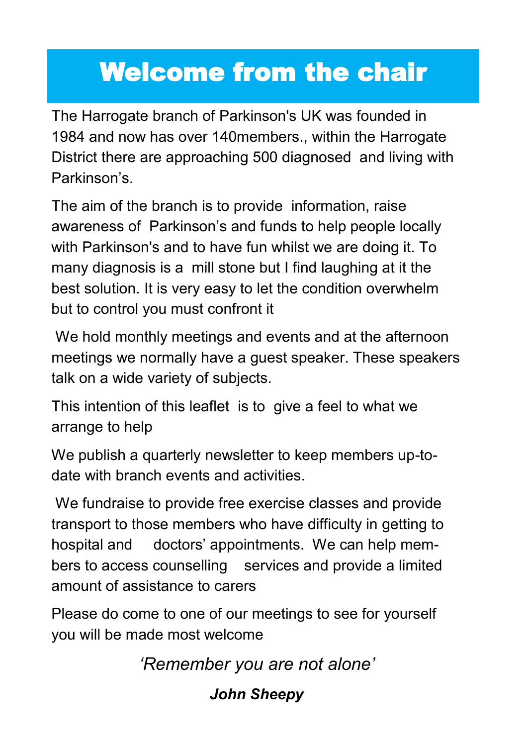# Welcome from the chair

The Harrogate branch of Parkinson's UK was founded in 1984 and now has over 140members., within the Harrogate District there are approaching 500 diagnosed and living with Parkinson's.

The aim of the branch is to provide information, raise awareness of Parkinson's and funds to help people locally with Parkinson's and to have fun whilst we are doing it. To many diagnosis is a mill stone but I find laughing at it the best solution. It is very easy to let the condition overwhelm but to control you must confront it

We hold monthly meetings and events and at the afternoon meetings we normally have a guest speaker. These speakers talk on a wide variety of subjects.

This intention of this leaflet is to give a feel to what we arrange to help

We publish a quarterly newsletter to keep members up-to-date with branch events and activities.

We fundraise to provide free exercise classes and provide transport to those members who have difficulty in getting to hospital and doctors' appointments. We can help members to access counselling services and provide a limited amount of assistance to carers

Please do come to one of our meetings to see for yourself you will be made most welcome

*'Remember you are not alone'*

***John Sheepy***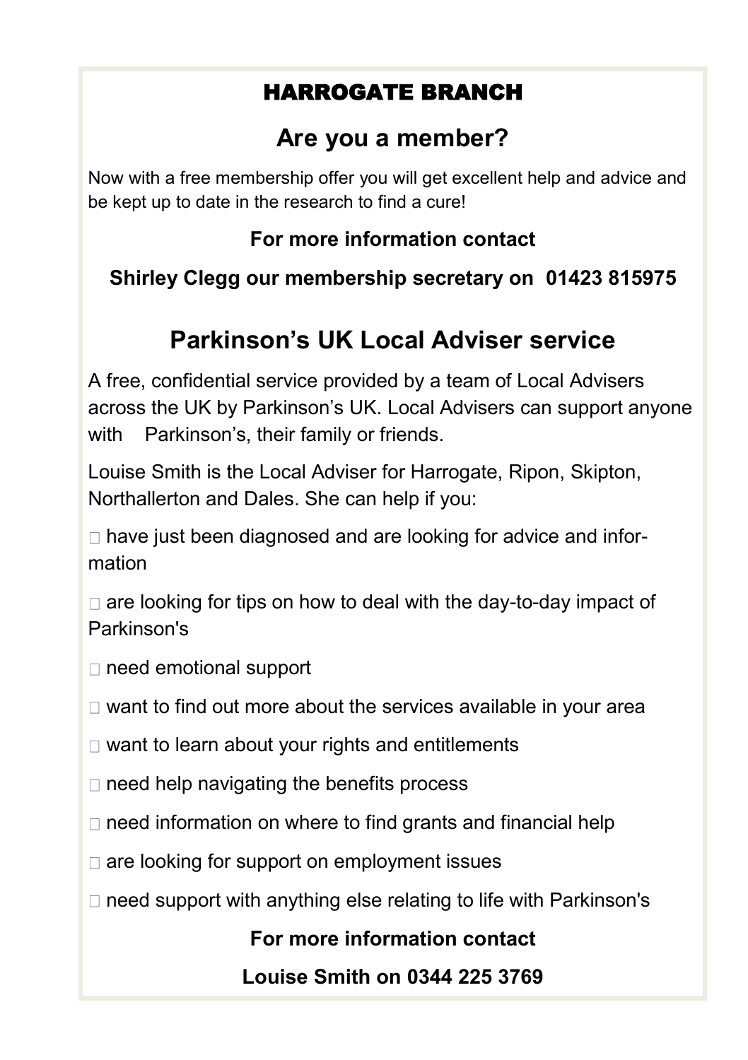## HARROGATE BRANCH

## Are you a member?

Now with a free membership offer you will get excellent help and advice and be kept up to date in the research to find a cure!

**For more information contact**

**Shirley Clegg our membership secretary on 01423 815975**

## Parkinson's UK Local Adviser service

A free, confidential service provided by a team of Local Advisers across the UK by Parkinson's UK. Local Advisers can support anyone with Parkinson's, their family or friends.

Louise Smith is the Local Adviser for Harrogate, Ripon, Skipton, Northallerton and Dales. She can help if you:

- have just been diagnosed and are looking for advice and information
- are looking for tips on how to deal with the day-to-day impact of Parkinson's
- need emotional support
- want to find out more about the services available in your area
- want to learn about your rights and entitlements
- need help navigating the benefits process
- need information on where to find grants and financial help
- are looking for support on employment issues
- need support with anything else relating to life with Parkinson's

**For more information contact**

**Louise Smith on 0344 225 3769**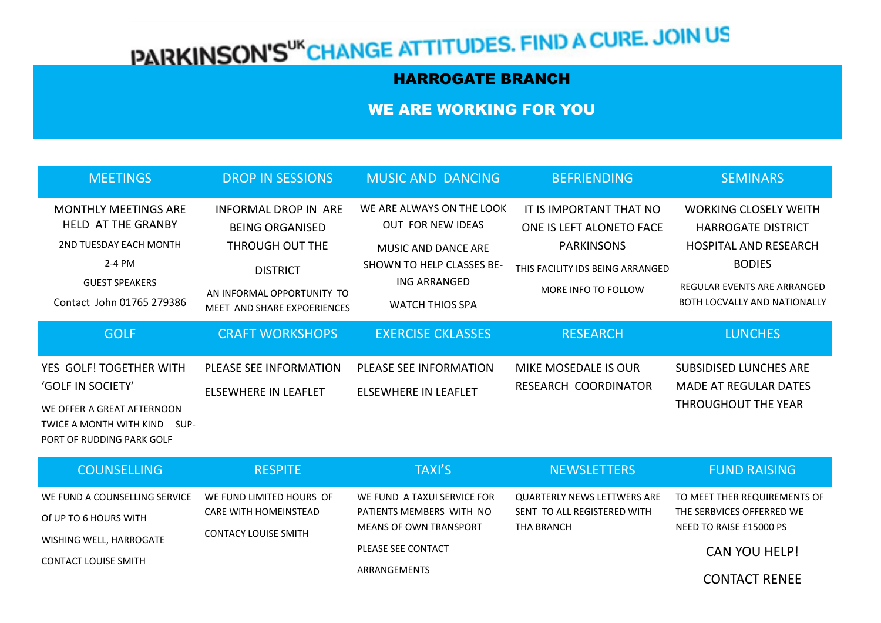# PARKINSON'S[UK] CHANGE ATTITUDES. FIND A CURE. JOIN US

## HARROGATE BRANCH

## WE ARE WORKING FOR YOU

| MEETINGS | DROP IN SESSIONS | MUSIC AND DANCING | BEFRIENDING | SEMINARS |
| --- | --- | --- | --- | --- |
| MONTHLY MEETINGS ARE HELD AT THE GRANBY<br>2ND TUESDAY EACH MONTH<br>2-4 PM<br>GUEST SPEAKERS<br>Contact John 01765 279386 | INFORMAL DROP IN ARE BEING ORGANISED THROUGH OUT THE DISTRICT<br>AN INFORMAL OPPORTUNITY TO MEET AND SHARE EXPOERIENCES | WE ARE ALWAYS ON THE LOOK OUT FOR NEW IDEAS<br>MUSIC AND DANCE ARE SHOWN TO HELP CLASSES BE-ING ARRANGED<br>WATCH THIOS SPA | IT IS IMPORTANT THAT NO ONE IS LEFT ALONETO FACE PARKINSONS<br>THIS FACILITY IDS BEING ARRANGED<br>MORE INFO TO FOLLOW | WORKING CLOSELY WEITH HARROGATE DISTRICT HOSPITAL AND RESEARCH BODIES<br>REGULAR EVENTS ARE ARRANGED BOTH LOCVALLY AND NATIONALLY |
| **GOLF** | **CRAFT WORKSHOPS** | **EXERCISE CKLASSES** | **RESEARCH** | **LUNCHES** |
| YES GOLF! TOGETHER WITH 'GOLF IN SOCIETY'<br>WE OFFER A GREAT AFTERNOON TWICE A MONTH WITH KIND SUP-PORT OF RUDDING PARK GOLF | PLEASE SEE INFORMATION ELSEWHERE IN LEAFLET | PLEASE SEE INFORMATION ELSEWHERE IN LEAFLET | MIKE MOSEDALE IS OUR RESEARCH COORDINATOR | SUBSIDISED LUNCHES ARE MADE AT REGULAR DATES THROUGHOUT THE YEAR |
| **COUNSELLING** | **RESPITE** | **TAXI'S** | **NEWSLETTERS** | **FUND RAISING** |
| WE FUND A COUNSELLING SERVICE OF UP TO 6 HOURS WITH WISHING WELL, HARROGATE<br>CONTACT LOUISE SMITH | WE FUND LIMITED HOURS OF CARE WITH HOMEINSTEAD<br>CONTACY LOUISE SMITH | WE FUND A TAXUI SERVICE FOR PATIENTS MEMBERS WITH NO MEANS OF OWN TRANSPORT<br>PLEASE SEE CONTACT ARRANGEMENTS | QUARTERLY NEWS LETTWERS ARE SENT TO ALL REGISTERED WITH THA BRANCH | TO MEET THER REQUIREMENTS OF THE SERBVICES OFFERRED WE NEED TO RAISE £15000 PS<br>CAN YOU HELP!<br>CONTACT RENEE |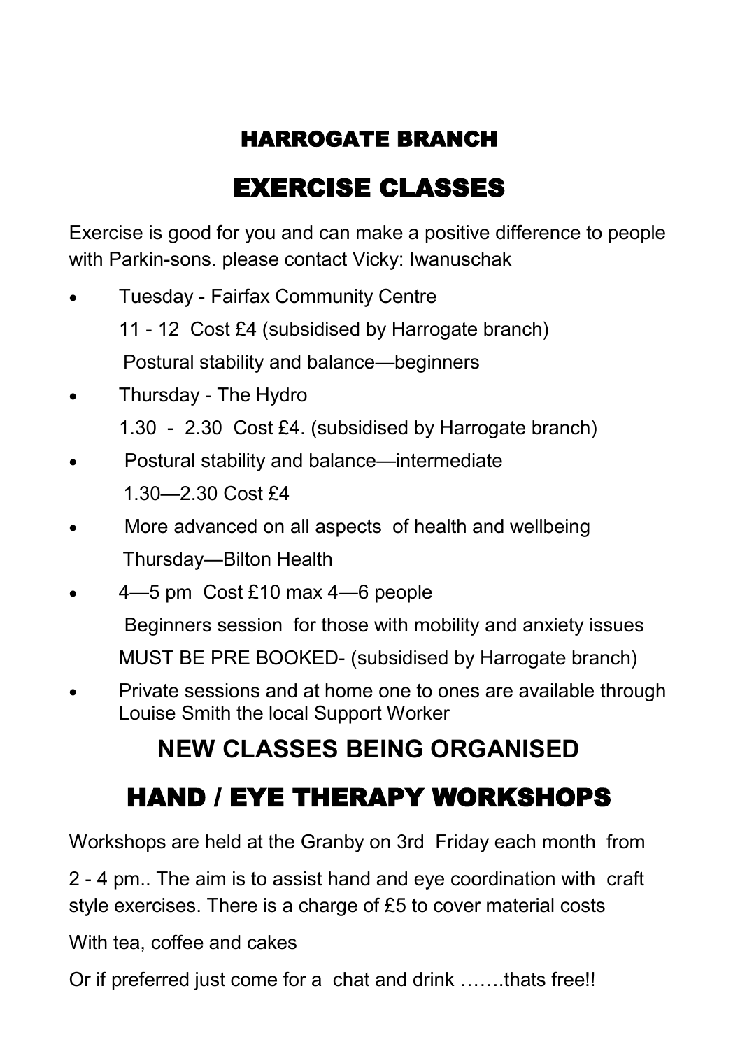## HARROGATE BRANCH

# EXERCISE CLASSES

Exercise is good for you and can make a positive difference to people with Parkin-sons. please contact Vicky: Iwanuschak

- Tuesday - Fairfax Community Centre

  11 - 12 Cost £4 (subsidised by Harrogate branch)

  Postural stability and balance—beginners

- Thursday - The Hydro

  1.30 - 2.30 Cost £4. (subsidised by Harrogate branch)

- Postural stability and balance—intermediate

  1.30—2.30 Cost £4

- More advanced on all aspects of health and wellbeing

  Thursday—Bilton Health

- 4—5 pm Cost £10 max 4—6 people

  Beginners session for those with mobility and anxiety issues

  MUST BE PRE BOOKED- (subsidised by Harrogate branch)

- Private sessions and at home one to ones are available through Louise Smith the local Support Worker

## NEW CLASSES BEING ORGANISED

# HAND / EYE THERAPY WORKSHOPS

Workshops are held at the Granby on 3rd Friday each month from

2 - 4 pm.. The aim is to assist hand and eye coordination with craft style exercises. There is a charge of £5 to cover material costs

With tea, coffee and cakes

Or if preferred just come for a chat and drink …….thats free!!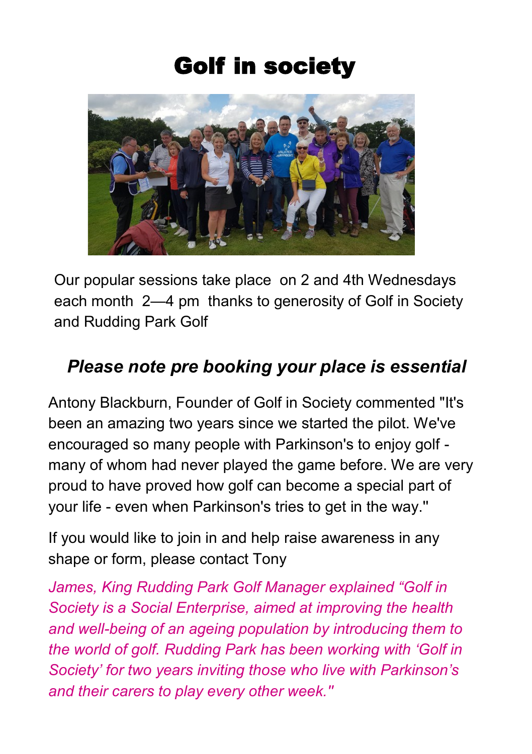# Golf in society

Our popular sessions take place on 2 and 4th Wednesdays each month 2—4 pm thanks to generosity of Golf in Society and Rudding Park Golf

### *Please note pre booking your place is essential*

Antony Blackburn, Founder of Golf in Society commented "It's been an amazing two years since we started the pilot. We've encouraged so many people with Parkinson's to enjoy golf - many of whom had never played the game before. We are very proud to have proved how golf can become a special part of your life - even when Parkinson's tries to get in the way."

If you would like to join in and help raise awareness in any shape or form, please contact Tony

*James, King Rudding Park Golf Manager explained "Golf in Society is a Social Enterprise, aimed at improving the health and well-being of an ageing population by introducing them to the world of golf. Rudding Park has been working with 'Golf in Society' for two years inviting those who live with Parkinson's and their carers to play every other week."*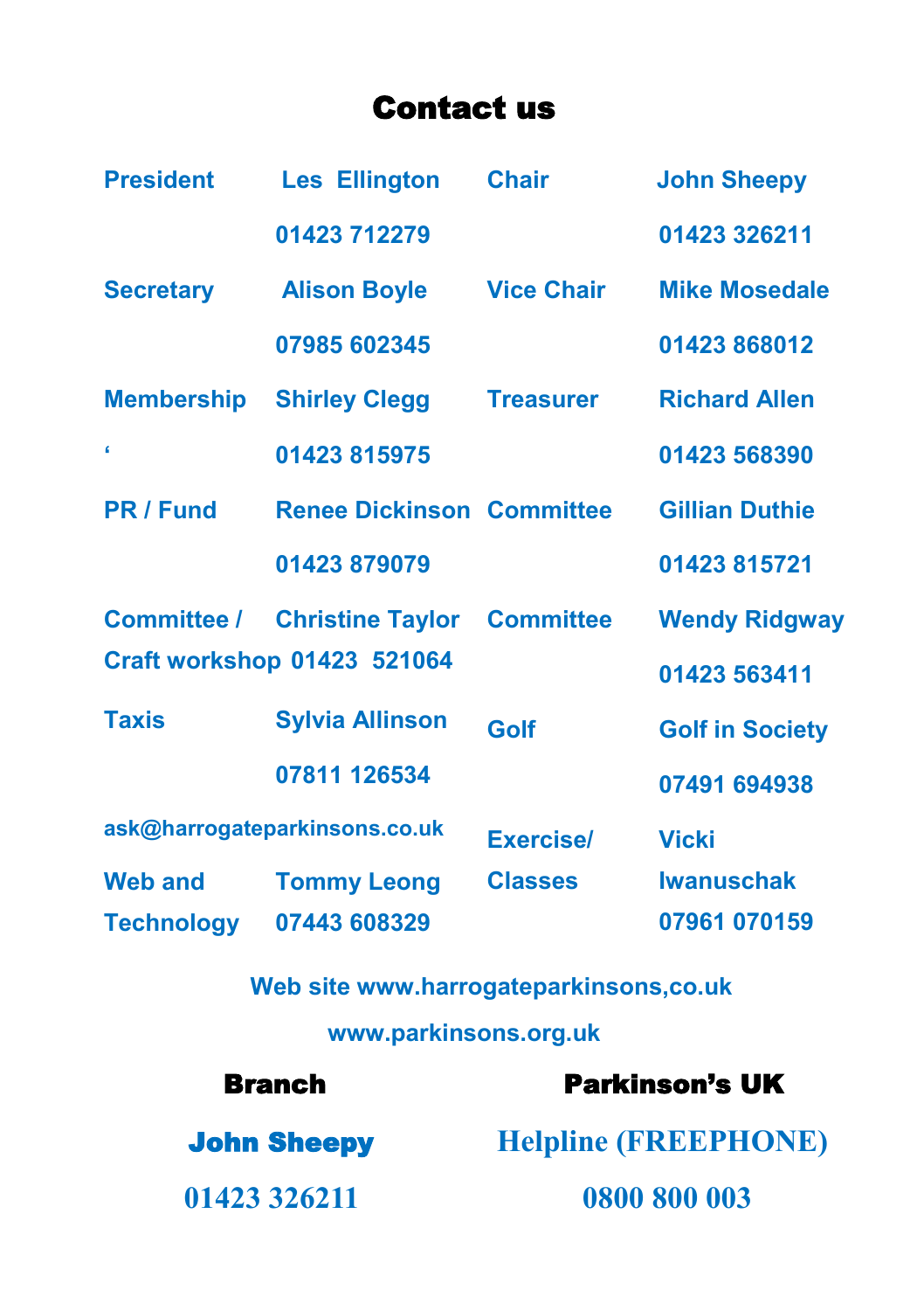# Contact us

| | | | |
|---|---|---|---|
| President | Les Ellington | Chair | John Sheepy |
| | 01423 712279 | | 01423 326211 |
| Secretary | Alison Boyle | Vice Chair | Mike Mosedale |
| | 07985 602345 | | 01423 868012 |
| Membership | Shirley Clegg | Treasurer | Richard Allen |
| ‘ | 01423 815975 | | 01423 568390 |
| PR / Fund | Renee Dickinson | Committee | Gillian Duthie |
| | 01423 879079 | | 01423 815721 |
| Committee / | Christine Taylor | Committee | Wendy Ridgway |
| Craft workshop | 01423 521064 | | 01423 563411 |
| Taxis | Sylvia Allinson | Golf | Golf in Society |
| | 07811 126534 | | 07491 694938 |
| ask@harrogateparkinsons.co.uk | | Exercise/ Classes | Vicki Iwanuschak |
| Web and Technology | Tommy Leong 07443 608329 | | 07961 070159 |

Web site www.harrogateparkinsons,co.uk

www.parkinsons.org.uk

| Branch | Parkinson’s UK |
|---|---|
| **John Sheepy** | **Helpline (FREEPHONE)** |
| **01423 326211** | **0800 800 003** |